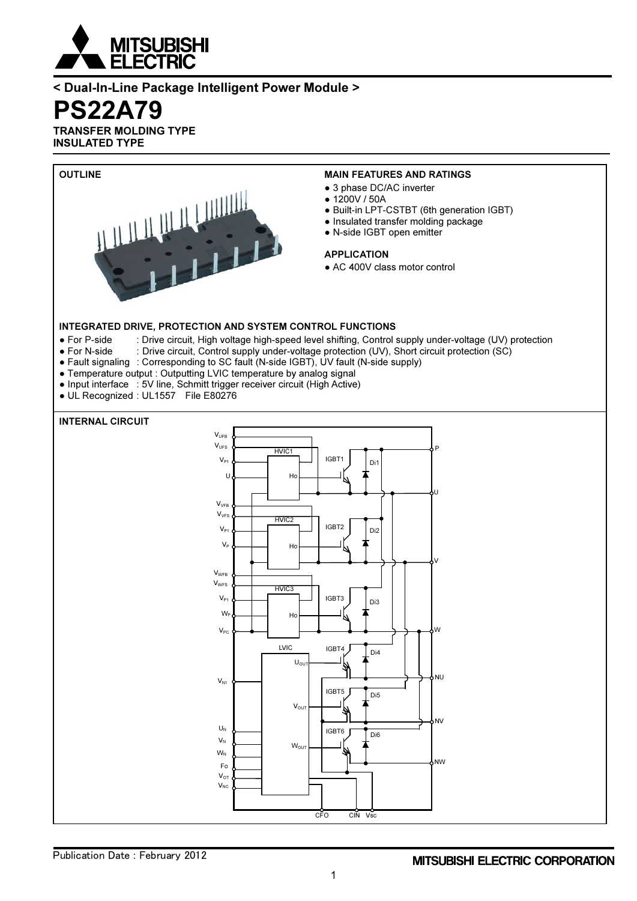< Dual-In-Line Package Intelligent Power Module >

# PS22A79

**TRANSFER MOLDING TYPE**
**INSULATED TYPE**

## OUTLINE

## MAIN FEATURES AND RATINGS

- 3 phase DC/AC inverter
- 1200V / 50A
- Built-in LPT-CSTBT (6th generation IGBT)
- Insulated transfer molding package
- N-side IGBT open emitter

## APPLICATION

- AC 400V class motor control

## INTEGRATED DRIVE, PROTECTION AND SYSTEM CONTROL FUNCTIONS

- For P-side : Drive circuit, High voltage high-speed level shifting, Control supply under-voltage (UV) protection
- For N-side : Drive circuit, Control supply under-voltage protection (UV), Short circuit protection (SC)
- Fault signaling : Corresponding to SC fault (N-side IGBT), UV fault (N-side supply)
- Temperature output : Outputting LVIC temperature by analog signal
- Input interface : 5V line, Schmitt trigger receiver circuit (High Active)
- UL Recognized : UL1557 File E80276

## INTERNAL CIRCUIT

Publication Date : February 2012

MITSUBISHI ELECTRIC CORPORATION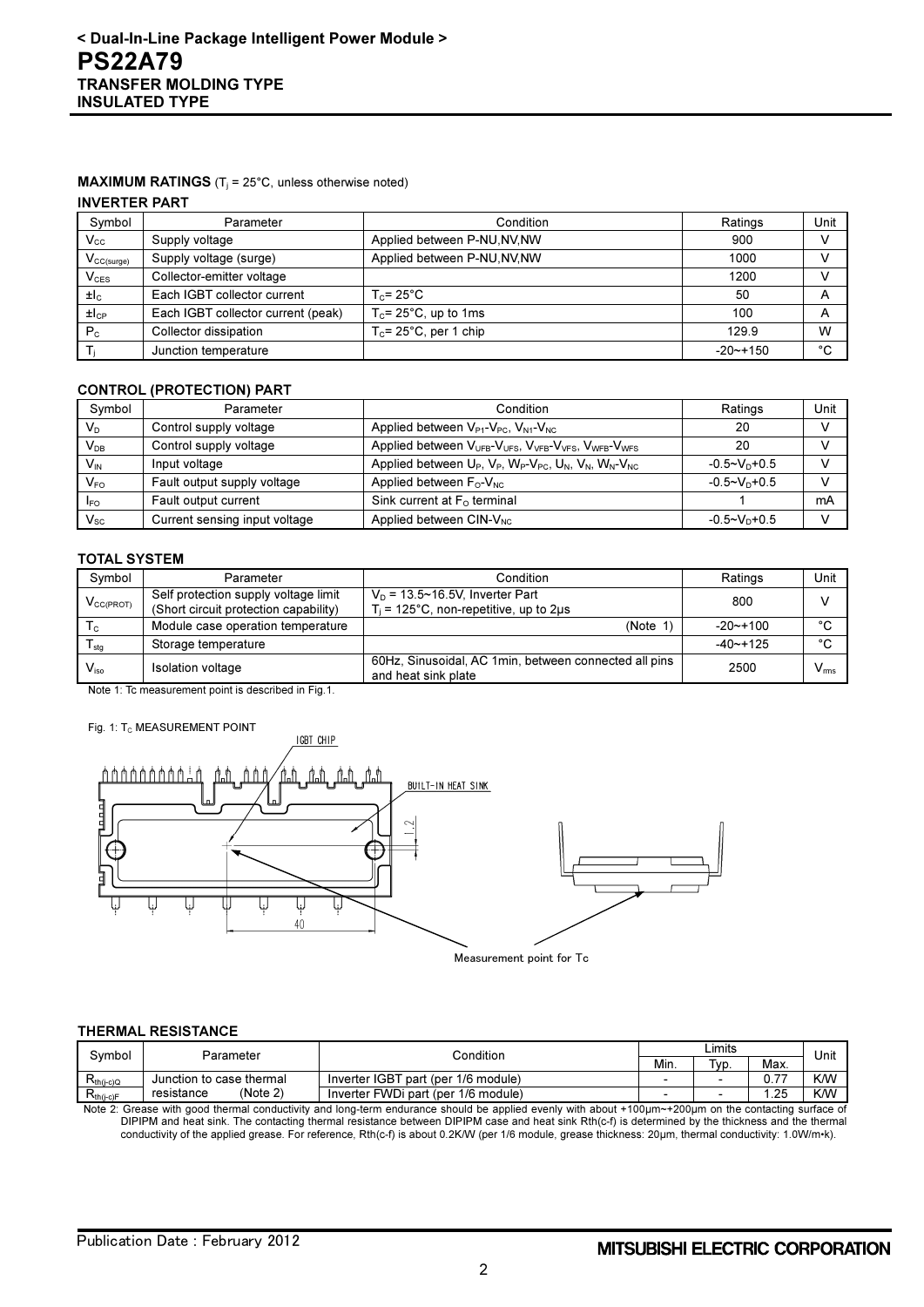**MAXIMUM RATINGS** ($T_j$ = 25°C, unless otherwise noted)

### INVERTER PART

| Symbol | Parameter | Condition | Ratings | Unit |
|---|---|---|---|---|
| $V_{CC}$ | Supply voltage | Applied between P-NU,NV,NW | 900 | V |
| $V_{CC(surge)}$ | Supply voltage (surge) | Applied between P-NU,NV,NW | 1000 | V |
| $V_{CES}$ | Collector-emitter voltage | | 1200 | V |
| $\pm I_C$ | Each IGBT collector current | $T_C$= 25°C | 50 | A |
| $\pm I_{CP}$ | Each IGBT collector current (peak) | $T_C$= 25°C, up to 1ms | 100 | A |
| $P_C$ | Collector dissipation | $T_C$= 25°C, per 1 chip | 129.9 | W |
| $T_j$ | Junction temperature | | -20~+150 | °C |

### CONTROL (PROTECTION) PART

| Symbol | Parameter | Condition | Ratings | Unit |
|---|---|---|---|---|
| $V_D$ | Control supply voltage | Applied between $V_{P1}$-$V_{PC}$, $V_{N1}$-$V_{NC}$ | 20 | V |
| $V_{DB}$ | Control supply voltage | Applied between $V_{UFB}$-$V_{UFS}$, $V_{VFB}$-$V_{VFS}$, $V_{WFB}$-$V_{WFS}$ | 20 | V |
| $V_{IN}$ | Input voltage | Applied between $U_P$, $V_P$, $W_P$-$V_{PC}$, $U_N$, $V_N$, $W_N$-$V_{NC}$ | -0.5~$V_D$+0.5 | V |
| $V_{FO}$ | Fault output supply voltage | Applied between $F_O$-$V_{NC}$ | -0.5~$V_D$+0.5 | V |
| $I_{FO}$ | Fault output current | Sink current at $F_O$ terminal | 1 | mA |
| $V_{SC}$ | Current sensing input voltage | Applied between CIN-$V_{NC}$ | -0.5~$V_D$+0.5 | V |

### TOTAL SYSTEM

| Symbol | Parameter | Condition | Ratings | Unit |
|---|---|---|---|---|
| $V_{CC(PROT)}$ | Self protection supply voltage limit (Short circuit protection capability) | $V_D$ = 13.5~16.5V, Inverter Part $T_j$ = 125°C, non-repetitive, up to 2μs | 800 | V |
| $T_C$ | Module case operation temperature | (Note 1) | -20~+100 | °C |
| $T_{stg}$ | Storage temperature | | -40~+125 | °C |
| $V_{iso}$ | Isolation voltage | 60Hz, Sinusoidal, AC 1min, between connected all pins and heat sink plate | 2500 | $V_{rms}$ |

Note 1: Tc measurement point is described in Fig.1.

Fig. 1: $T_C$ MEASUREMENT POINT

IGBT CHIP

BUILT-IN HEAT SINK

1.2

40

Measurement point for Tc

### THERMAL RESISTANCE

| Symbol | Parameter | Condition | Limits | | | Unit |
|---|---|---|---|---|---|---|
| | | | Min. | Typ. | Max. | |
| $R_{th(j-c)Q}$ | Junction to case thermal resistance (Note 2) | Inverter IGBT part (per 1/6 module) | - | - | 0.77 | K/W |
| $R_{th(j-c)F}$ | | Inverter FWDi part (per 1/6 module) | - | - | 1.25 | K/W |

Note 2: Grease with good thermal conductivity and long-term endurance should be applied evenly with about +100μm~+200μm on the contacting surface of DIPIPM and heat sink. The contacting thermal resistance between DIPIPM case and heat sink Rth(c-f) is determined by the thickness and the thermal conductivity of the applied grease. For reference, Rth(c-f) is about 0.2K/W (per 1/6 module, grease thickness: 20μm, thermal conductivity: 1.0W/m•k).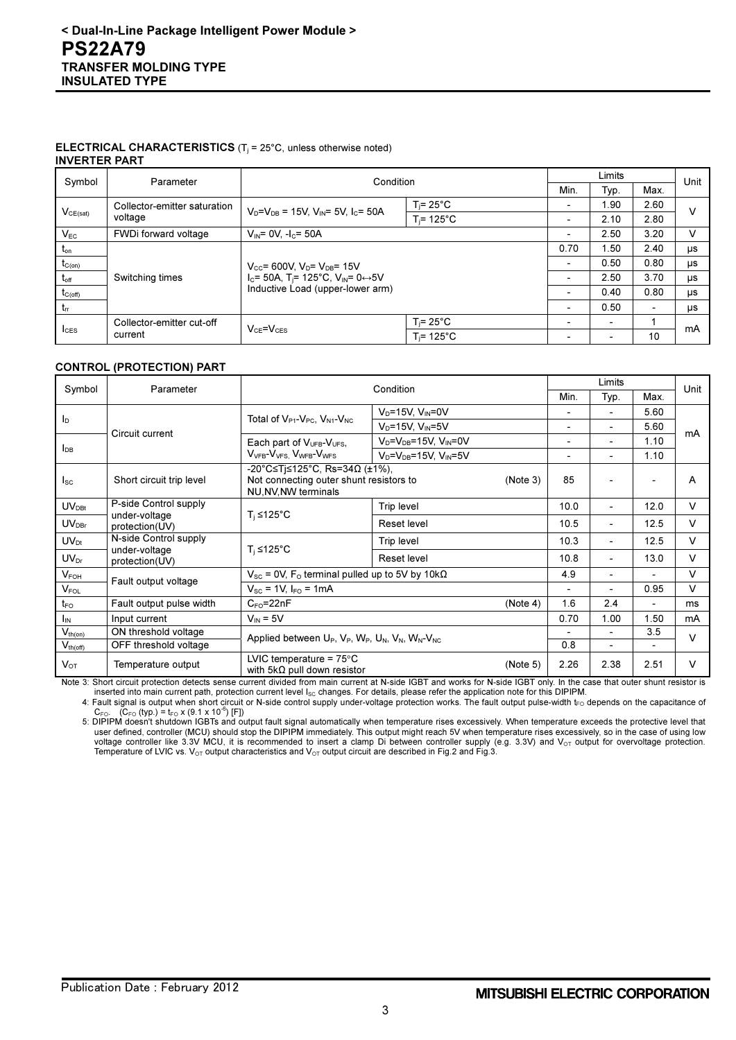**< Dual-In-Line Package Intelligent Power Module >**
# PS22A79
**TRANSFER MOLDING TYPE**
**INSULATED TYPE**

**ELECTRICAL CHARACTERISTICS** ($T_j$ = 25°C, unless otherwise noted)

**INVERTER PART**

| Symbol | Parameter | Condition | | Limits | | | Unit |
|---|---|---|---|---|---|---|---|
| | | | | Min. | Typ. | Max. | |
| $V_{CE(sat)}$ | Collector-emitter saturation voltage | $V_D$=$V_{DB}$ = 15V, $V_{IN}$= 5V, $I_C$= 50A | $T_j$= 25°C | - | 1.90 | 2.60 | V |
| | | | $T_j$= 125°C | - | 2.10 | 2.80 | |
| $V_{EC}$ | FWDi forward voltage | $V_{IN}$= 0V, -$I_C$= 50A | | - | 2.50 | 3.20 | V |
| $t_{on}$ | Switching times | $V_{CC}$= 600V, $V_D$= $V_{DB}$= 15V $I_C$= 50A, $T_j$= 125°C, $V_{IN}$= 0↔5V Inductive Load (upper-lower arm) | | 0.70 | 1.50 | 2.40 | μs |
| $t_{C(on)}$ | | | | - | 0.50 | 0.80 | μs |
| $t_{off}$ | | | | - | 2.50 | 3.70 | μs |
| $t_{C(off)}$ | | | | - | 0.40 | 0.80 | μs |
| $t_{rr}$ | | | | - | 0.50 | - | μs |
| $I_{CES}$ | Collector-emitter cut-off current | $V_{CE}$=$V_{CES}$ | $T_j$= 25°C | - | - | 1 | mA |
| | | | $T_j$= 125°C | - | - | 10 | |

**CONTROL (PROTECTION) PART**

| Symbol | Parameter | Condition | | Limits | | | Unit |
|---|---|---|---|---|---|---|---|
| | | | | Min. | Typ. | Max. | |
| $I_D$ | Circuit current | Total of $V_{P1}$-$V_{PC}$, $V_{N1}$-$V_{NC}$ | $V_D$=15V, $V_{IN}$=0V | - | - | 5.60 | mA |
| | | | $V_D$=15V, $V_{IN}$=5V | - | - | 5.60 | |
| $I_{DB}$ | | Each part of $V_{UFB}$-$V_{UFS}$, $V_{VFB}$-$V_{VFS}$, $V_{WFB}$-$V_{WFS}$ | $V_D$=$V_{DB}$=15V, $V_{IN}$=0V | - | - | 1.10 | |
| | | | $V_D$=$V_{DB}$=15V, $V_{IN}$=5V | - | - | 1.10 | |
| $I_{SC}$ | Short circuit trip level | -20°C≤Tj≤125°C, Rs=34Ω (±1%), Not connecting outer shunt resistors to NU,NV,NW terminals (Note 3) | | 85 | - | - | A |
| $UV_{DBt}$ | P-side Control supply under-voltage protection(UV) | $T_j$ ≤125°C | Trip level | 10.0 | - | 12.0 | V |
| $UV_{DBr}$ | | | Reset level | 10.5 | - | 12.5 | V |
| $UV_{Dt}$ | N-side Control supply under-voltage protection(UV) | $T_j$ ≤125°C | Trip level | 10.3 | - | 12.5 | V |
| $UV_{Dr}$ | | | Reset level | 10.8 | - | 13.0 | V |
| $V_{FOH}$ | Fault output voltage | $V_{SC}$ = 0V, $F_O$ terminal pulled up to 5V by 10kΩ | | 4.9 | - | - | V |
| $V_{FOL}$ | | $V_{SC}$ = 1V, $I_{FO}$ = 1mA | | - | - | 0.95 | V |
| $t_{FO}$ | Fault output pulse width | $C_{FO}$=22nF (Note 4) | | 1.6 | 2.4 | - | ms |
| $I_{IN}$ | Input current | $V_{IN}$ = 5V | | 0.70 | 1.00 | 1.50 | mA |
| $V_{th(on)}$ | ON threshold voltage | Applied between $U_P$, $V_P$, $W_P$, $U_N$, $V_N$, $W_N$-$V_{NC}$ | | - | - | 3.5 | V |
| $V_{th(off)}$ | OFF threshold voltage | | | 0.8 | - | - | |
| $V_{OT}$ | Temperature output | LVIC temperature = 75°C with 5kΩ pull down resistor (Note 5) | | 2.26 | 2.38 | 2.51 | V |

Note 3: Short circuit protection detects sense current divided from main current at N-side IGBT and works for N-side IGBT only. In the case that outer shunt resistor is inserted into main current path, protection current level $I_{SC}$ changes. For details, please refer the application note for this DIPIPM.

4: Fault signal is output when short circuit or N-side control supply under-voltage protection works. The fault output pulse-width $t_{FO}$ depends on the capacitance of $C_{FO}$. ($C_{FO}$ (typ.) = $t_{FO}$ x (9.1 x $10^{-6}$) [F])

5: DIPIPM doesn't shutdown IGBTs and output fault signal automatically when temperature rises excessively. When temperature exceeds the protective level that user defined, controller (MCU) should stop the DIPIPM immediately. This output might reach 5V when temperature rises excessively, so in the case of using low voltage controller like 3.3V MCU, it is recommended to insert a clamp Di between controller supply (e.g. 3.3V) and $V_{OT}$ output for overvoltage protection. Temperature of LVIC vs. $V_{OT}$ output characteristics and $V_{OT}$ output circuit are described in Fig.2 and Fig.3.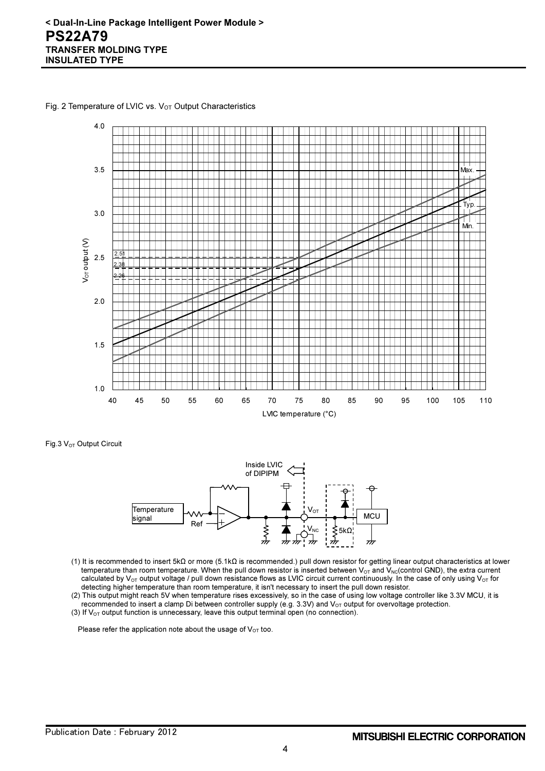Fig. 2 Temperature of LVIC vs. $V_{OT}$ Output Characteristics

Fig.3 $V_{OT}$ Output Circuit

(1) It is recommended to insert 5kΩ or more (5.1kΩ is recommended.) pull down resistor for getting linear output characteristics at lower temperature than room temperature. When the pull down resistor is inserted between $V_{OT}$ and $V_{NC}$(control GND), the extra current calculated by $V_{OT}$ output voltage / pull down resistance flows as LVIC circuit current continuously. In the case of only using $V_{OT}$ for detecting higher temperature than room temperature, it isn't necessary to insert the pull down resistor.

(2) This output might reach 5V when temperature rises excessively, so in the case of using low voltage controller like 3.3V MCU, it is recommended to insert a clamp Di between controller supply (e.g. 3.3V) and $V_{OT}$ output for overvoltage protection.

(3) If $V_{OT}$ output function is unnecessary, leave this output terminal open (no connection).

Please refer the application note about the usage of $V_{OT}$ too.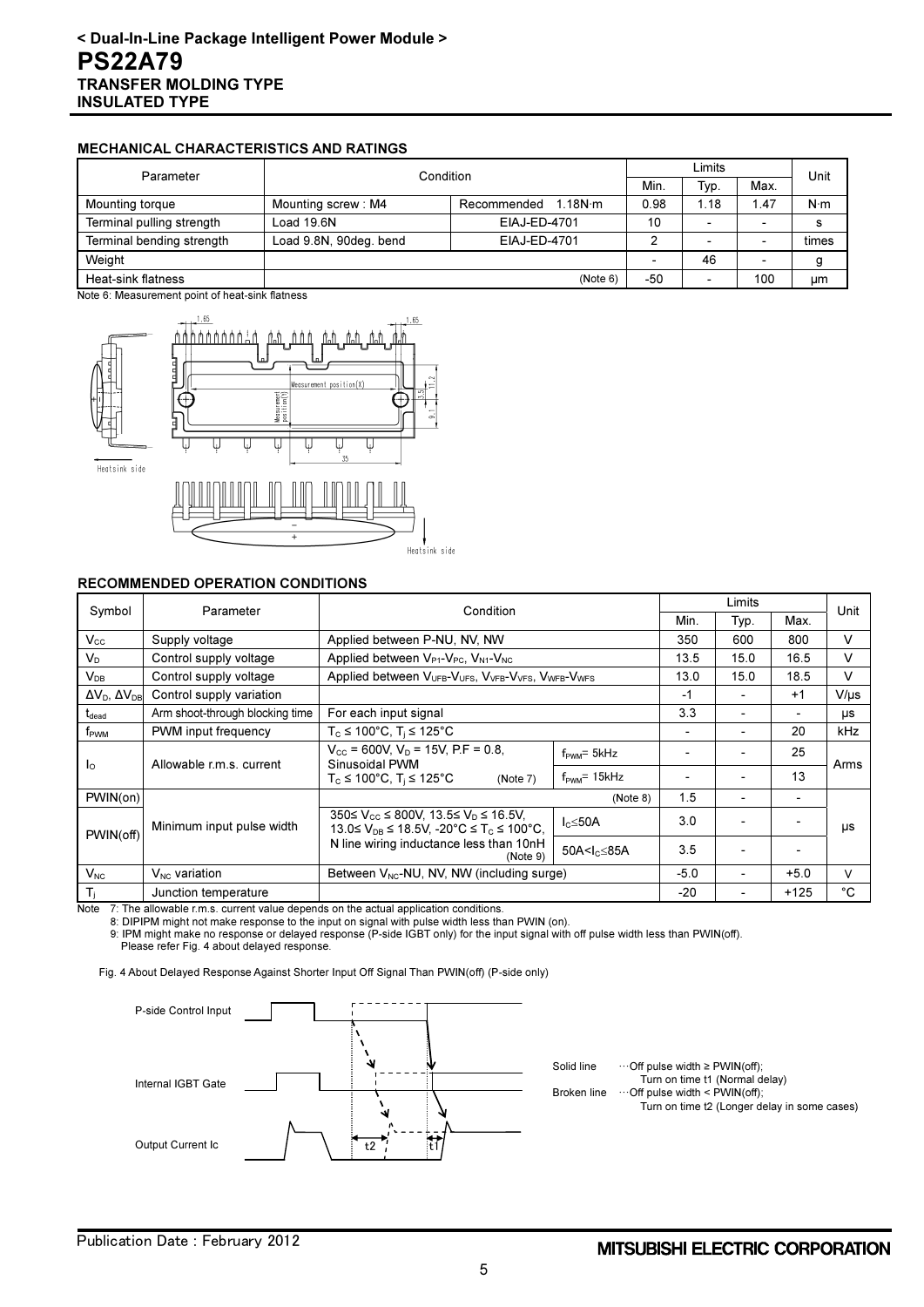## MECHANICAL CHARACTERISTICS AND RATINGS

| Parameter | Condition | | Limits | | | Unit |
|---|---|---|---|---|---|---|
| | | | Min. | Typ. | Max. | |
| Mounting torque | Mounting screw : M4 | Recommended 1.18N·m | 0.98 | 1.18 | 1.47 | N·m |
| Terminal pulling strength | Load 19.6N | EIAJ-ED-4701 | 10 | - | - | s |
| Terminal bending strength | Load 9.8N, 90deg. bend | EIAJ-ED-4701 | 2 | - | - | times |
| Weight | | | - | 46 | - | g |
| Heat-sink flatness | | (Note 6) | -50 | - | 100 | μm |

Note 6: Measurement point of heat-sink flatness

## RECOMMENDED OPERATION CONDITIONS

| Symbol | Parameter | Condition | | Limits | | | Unit |
|---|---|---|---|---|---|---|---|
| | | | | Min. | Typ. | Max. | |
| $V_{CC}$ | Supply voltage | Applied between P-NU, NV, NW | | 350 | 600 | 800 | V |
| $V_D$ | Control supply voltage | Applied between $V_{P1}$-$V_{PC}$, $V_{N1}$-$V_{NC}$ | | 13.5 | 15.0 | 16.5 | V |
| $V_{DB}$ | Control supply voltage | Applied between $V_{UFB}$-$V_{UFS}$, $V_{VFB}$-$V_{VFS}$, $V_{WFB}$-$V_{WFS}$ | | 13.0 | 15.0 | 18.5 | V |
| $\Delta V_D$, $\Delta V_{DB}$ | Control supply variation | | | -1 | - | +1 | V/μs |
| $t_{dead}$ | Arm shoot-through blocking time | For each input signal | | 3.3 | - | - | μs |
| $f_{PWM}$ | PWM input frequency | $T_C \le 100°C$, $T_j \le 125°C$ | | - | - | 20 | kHz |
| $I_O$ | Allowable r.m.s. current | $V_{CC}$ = 600V, $V_D$ = 15V, P.F = 0.8, Sinusoidal PWM $T_C \le 100°C$, $T_j \le 125°C$ (Note 7) | $f_{PWM}$= 5kHz | - | - | 25 | Arms |
| | | | $f_{PWM}$= 15kHz | - | - | 13 | |
| PWIN(on) | Minimum input pulse width | (Note 8) | | 1.5 | - | - | μs |
| PWIN(off) | | $350 \le V_{CC} \le 800V$, $13.5 \le V_D \le 16.5V$, $13.0 \le V_{DB} \le 18.5V$, $-20°C \le T_C \le 100°C$, N line wiring inductance less than 10nH (Note 9) | $I_C \le 50A$ | 3.0 | - | - | |
| | | | $50A < I_C \le 85A$ | 3.5 | - | - | |
| $V_{NC}$ | $V_{NC}$ variation | Between $V_{NC}$-NU, NV, NW (including surge) | | -5.0 | - | +5.0 | V |
| $T_j$ | Junction temperature | | | -20 | - | +125 | °C |

Note 7: The allowable r.m.s. current value depends on the actual application conditions.
8: DIPIPM might not make response to the input on signal with pulse width less than PWIN (on).
9: IPM might make no response or delayed response (P-side IGBT only) for the input signal with off pulse width less than PWIN(off). Please refer Fig. 4 about delayed response.

Fig. 4 About Delayed Response Against Shorter Input Off Signal Than PWIN(off) (P-side only)

Solid line ···Off pulse width ≥ PWIN(off); Turn on time t1 (Normal delay)
Broken line ···Off pulse width < PWIN(off); Turn on time t2 (Longer delay in some cases)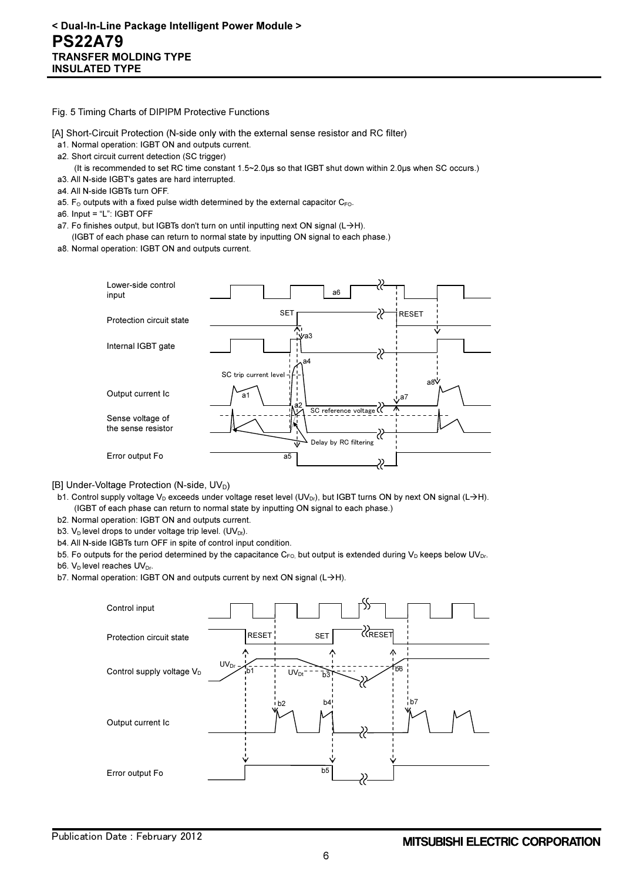Fig. 5 Timing Charts of DIPIPM Protective Functions

[A] Short-Circuit Protection (N-side only with the external sense resistor and RC filter)

- a1. Normal operation: IGBT ON and outputs current.
- a2. Short circuit current detection (SC trigger)
  (It is recommended to set RC time constant 1.5~2.0μs so that IGBT shut down within 2.0μs when SC occurs.)
- a3. All N-side IGBT's gates are hard interrupted.
- a4. All N-side IGBTs turn OFF.
- a5. $F_O$ outputs with a fixed pulse width determined by the external capacitor $C_{FO}$.
- a6. Input = “L”: IGBT OFF
- a7. Fo finishes output, but IGBTs don't turn on until inputting next ON signal (L→H).
  (IGBT of each phase can return to normal state by inputting ON signal to each phase.)
- a8. Normal operation: IGBT ON and outputs current.

[B] Under-Voltage Protection (N-side, $UV_D$)

- b1. Control supply voltage $V_D$ exceeds under voltage reset level ($UV_{Dr}$), but IGBT turns ON by next ON signal (L→H).
  (IGBT of each phase can return to normal state by inputting ON signal to each phase.)
- b2. Normal operation: IGBT ON and outputs current.
- b3. $V_D$ level drops to under voltage trip level. ($UV_{Dt}$).
- b4. All N-side IGBTs turn OFF in spite of control input condition.
- b5. Fo outputs for the period determined by the capacitance $C_{FO}$, but output is extended during $V_D$ keeps below $UV_{Dr}$.
- b6. $V_D$ level reaches $UV_{Dr}$.
- b7. Normal operation: IGBT ON and outputs current by next ON signal (L→H).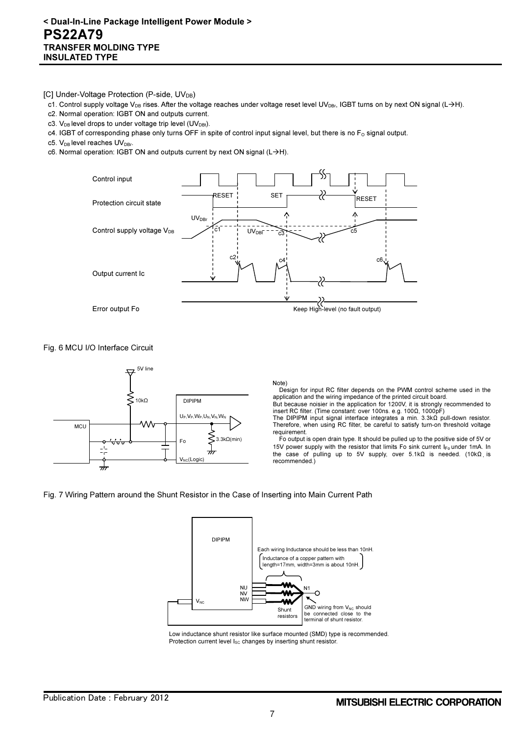[C] Under-Voltage Protection (P-side, $UV_{DB}$)

c1. Control supply voltage $V_{DB}$ rises. After the voltage reaches under voltage reset level $UV_{DBr}$, IGBT turns on by next ON signal (L→H).

c2. Normal operation: IGBT ON and outputs current.

c3. $V_{DB}$ level drops to under voltage trip level ($UV_{DBt}$).

c4. IGBT of corresponding phase only turns OFF in spite of control input signal level, but there is no $F_O$ signal output.

c5. $V_{DB}$ level reaches $UV_{DBr}$.

c6. Normal operation: IGBT ON and outputs current by next ON signal (L→H).

Control input

Protection circuit state — RESET, SET, RESET

Control supply voltage $V_{DB}$ — $UV_{DBr}$, c1, $UV_{DBt}$, c3, c5

Output current Ic — c2, c4, c6

Error output Fo — Keep High-level (no fault output)

Fig. 6 MCU I/O Interface Circuit

5V line, 10kΩ, MCU, DIPIPM, $U_P,V_P,W_P,U_N,V_N,W_N$, Fo, 3.3kΩ(min), $V_{NC}$(Logic)

Note)
Design for input RC filter depends on the PWM control scheme used in the application and the wiring impedance of the printed circuit board.
But because noisier in the application for 1200V, it is strongly recommended to insert RC filter. (Time constant: over 100ns. e.g. 100Ω, 1000pF)
The DIPIPM input signal interface integrates a min. 3.3kΩ pull-down resistor. Therefore, when using RC filter, be careful to satisfy turn-on threshold voltage requirement.
Fo output is open drain type. It should be pulled up to the positive side of 5V or 15V power supply with the resistor that limits Fo sink current $I_{Fo}$ under 1mA. In the case of pulling up to 5V supply, over 5.1kΩ is needed. (10kΩ is recommended.)

Fig. 7 Wiring Pattern around the Shunt Resistor in the Case of Inserting into Main Current Path

DIPIPM, $V_{NC}$, NU, NV, NW, Shunt resistors, N1

Each wiring Inductance should be less than 10nH.
(Inductance of a copper pattern with length=17mm, width=3mm is about 10nH.)

GND wiring from $V_{NC}$ should be connected close to the terminal of shunt resistor.

Low inductance shunt resistor like surface mounted (SMD) type is recommended.
Protection current level $I_{SC}$ changes by inserting shunt resistor.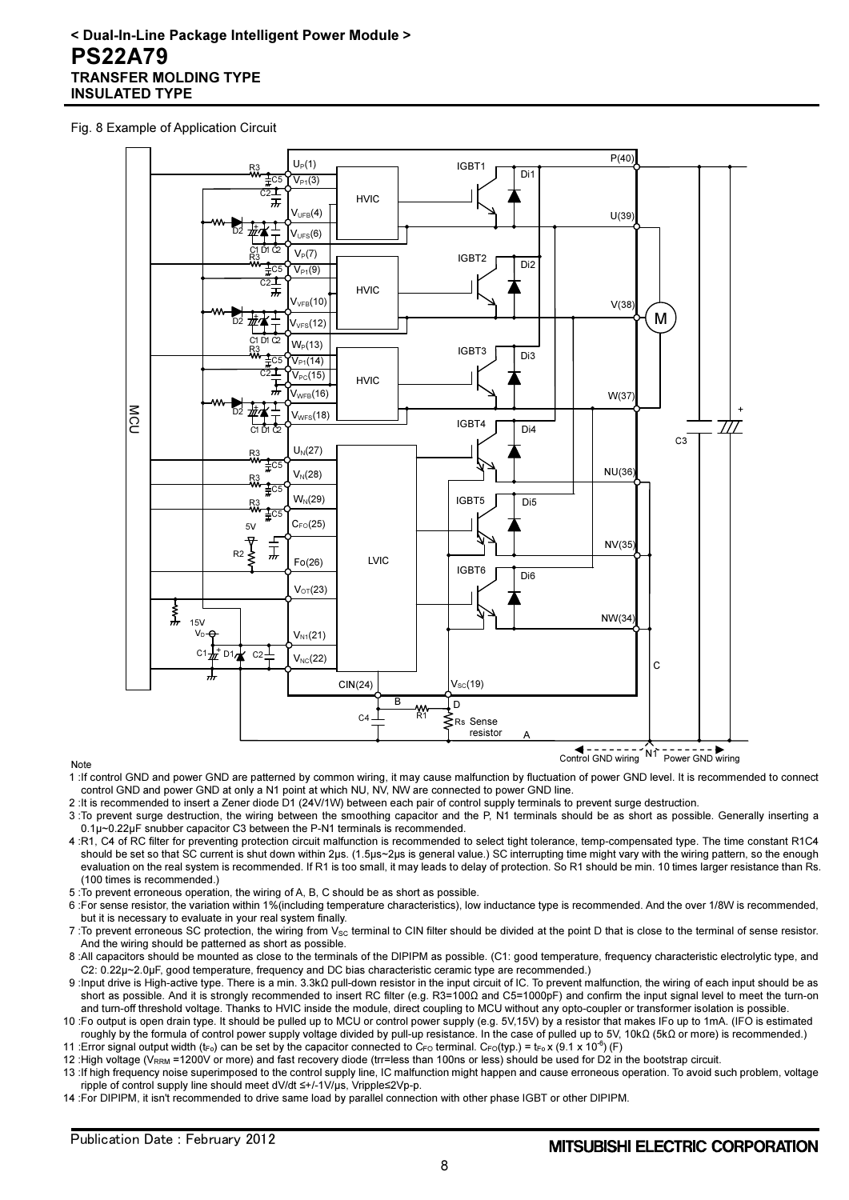Fig. 8 Example of Application Circuit

Note

1 :If control GND and power GND are patterned by common wiring, it may cause malfunction by fluctuation of power GND level. It is recommended to connect control GND and power GND at only a N1 point at which NU, NV, NW are connected to power GND line.

2 :It is recommended to insert a Zener diode D1 (24V/1W) between each pair of control supply terminals to prevent surge destruction.

3 :To prevent surge destruction, the wiring between the smoothing capacitor and the P, N1 terminals should be as short as possible. Generally inserting a 0.1μ~0.22μF snubber capacitor C3 between the P-N1 terminals is recommended.

4 :R1, C4 of RC filter for preventing protection circuit malfunction is recommended to select tight tolerance, temp-compensated type. The time constant R1C4 should be set so that SC current is shut down within 2μs. (1.5μs~2μs is general value.) SC interrupting time might vary with the wiring pattern, so the enough evaluation on the real system is recommended. If R1 is too small, it may leads to delay of protection. So R1 should be min. 10 times larger resistance than Rs. (100 times is recommended.)

5 :To prevent erroneous operation, the wiring of A, B, C should be as short as possible.

6 :For sense resistor, the variation within 1%(including temperature characteristics), low inductance type is recommended. And the over 1/8W is recommended, but it is necessary to evaluate in your real system finally.

7 :To prevent erroneous SC protection, the wiring from $V_{SC}$ terminal to CIN filter should be divided at the point D that is close to the terminal of sense resistor. And the wiring should be patterned as short as possible.

8 :All capacitors should be mounted as close to the terminals of the DIPIPM as possible. (C1: good temperature, frequency characteristic electrolytic type, and C2: 0.22μ~2.0μF, good temperature, frequency and DC bias characteristic ceramic type are recommended.)

9 :Input drive is High-active type. There is a min. 3.3kΩ pull-down resistor in the input circuit of IC. To prevent malfunction, the wiring of each input should be as short as possible. And it is strongly recommended to insert RC filter (e.g. R3=100Ω and C5=1000pF) and confirm the input signal level to meet the turn-on and turn-off threshold voltage. Thanks to HVIC inside the module, direct coupling to MCU without any opto-coupler or transformer isolation is possible.

10 :Fo output is open drain type. It should be pulled up to MCU or control power supply (e.g. 5V,15V) by a resistor that makes IFo up to 1mA. (IFO is estimated roughly by the formula of control power supply voltage divided by pull-up resistance. In the case of pulled up to 5V, 10kΩ (5kΩ or more) is recommended.)

11 :Error signal output width ($t_{Fo}$) can be set by the capacitor connected to $C_{FO}$ terminal. $C_{FO}$(typ.) = $t_{Fo}$ x (9.1 x $10^{-6}$) (F)

12 :High voltage ($V_{RRM}$ =1200V or more) and fast recovery diode (trr=less than 100ns or less) should be used for D2 in the bootstrap circuit.

13 :If high frequency noise superimposed to the control supply line, IC malfunction might happen and cause erroneous operation. To avoid such problem, voltage ripple of control supply line should meet dV/dt ≤+/-1V/μs, Vripple≤2Vp-p.

14 :For DIPIPM, it isn't recommended to drive same load by parallel connection with other phase IGBT or other DIPIPM.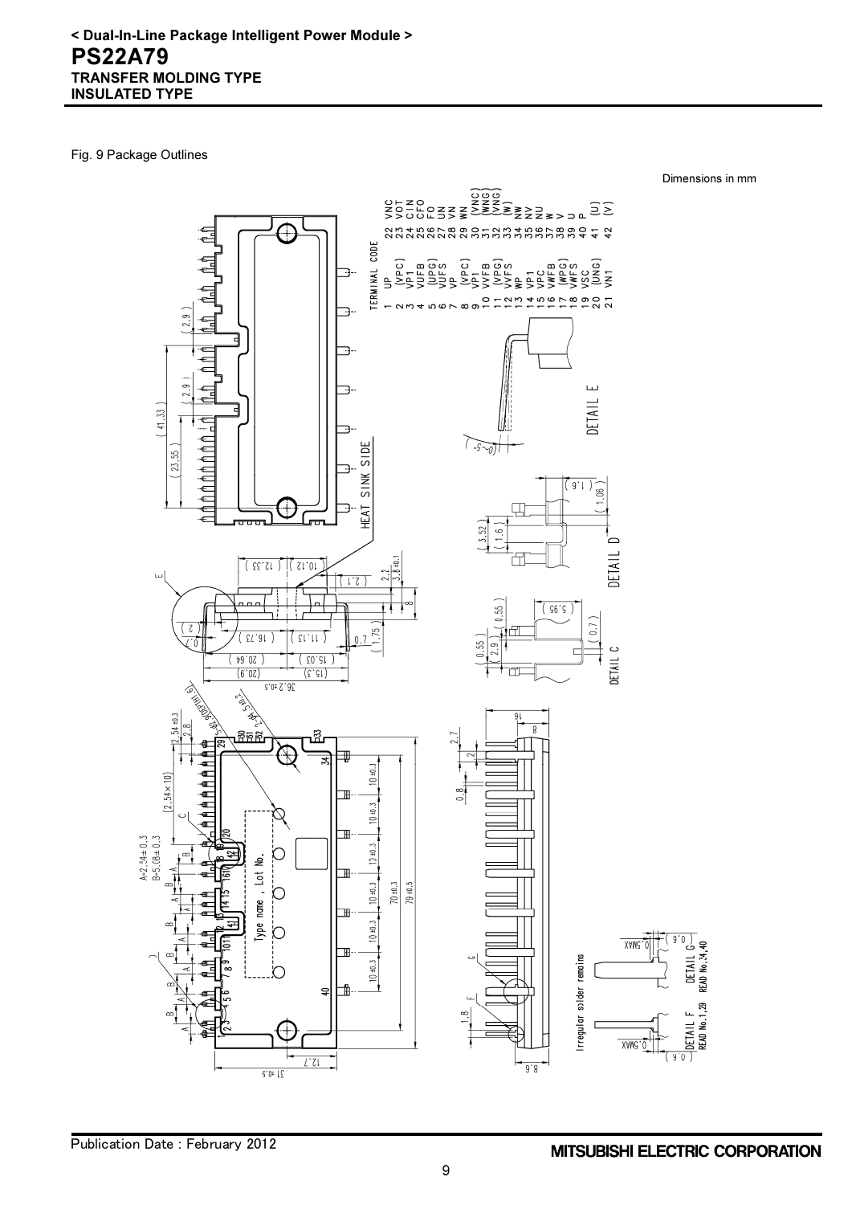Fig. 9 Package Outlines

Dimensions in mm

TERMINAL CODE

| No. | Terminal | No. | Terminal |
|---|---|---|---|
| 1 | UP | 22 | VNC |
| 2 | (VPC) | 23 | VOT |
| 3 | VP1 | 24 | CIN |
| 4 | VUFB | 25 | CFO |
| 5 | (UPG) | 26 | FO |
| 6 | VUFS | 27 | UN |
| 7 | VP | 28 | VN |
| 8 | (VPC) | 29 | WN |
| 9 | VP1 | 30 | (VNC) |
| 10 | VVFB | 31 | (WNG) |
| 11 | (VPG) | 32 | (VNG) |
| 12 | VVFS | 33 | (W) |
| 13 | WP | 34 | NW |
| 14 | VP1 | 35 | NV |
| 15 | VPC | 36 | NU |
| 16 | VWFB | 37 | W |
| 17 | (WPG) | 38 | V |
| 18 | VWFS | 39 | U |
| 19 | VSC | 40 | P |
| 20 | (UNG) | 41 | (U) |
| 21 | VN1 | 42 | (V) |

HEAT SINK SIDE

DETAIL C

DETAIL D

DETAIL E

DETAIL F READ No.1,29

DETAIL G READ No.34,40

Irregular solder remains

Type name , Lot No.

A=2.54±0.3

B=5.08±0.3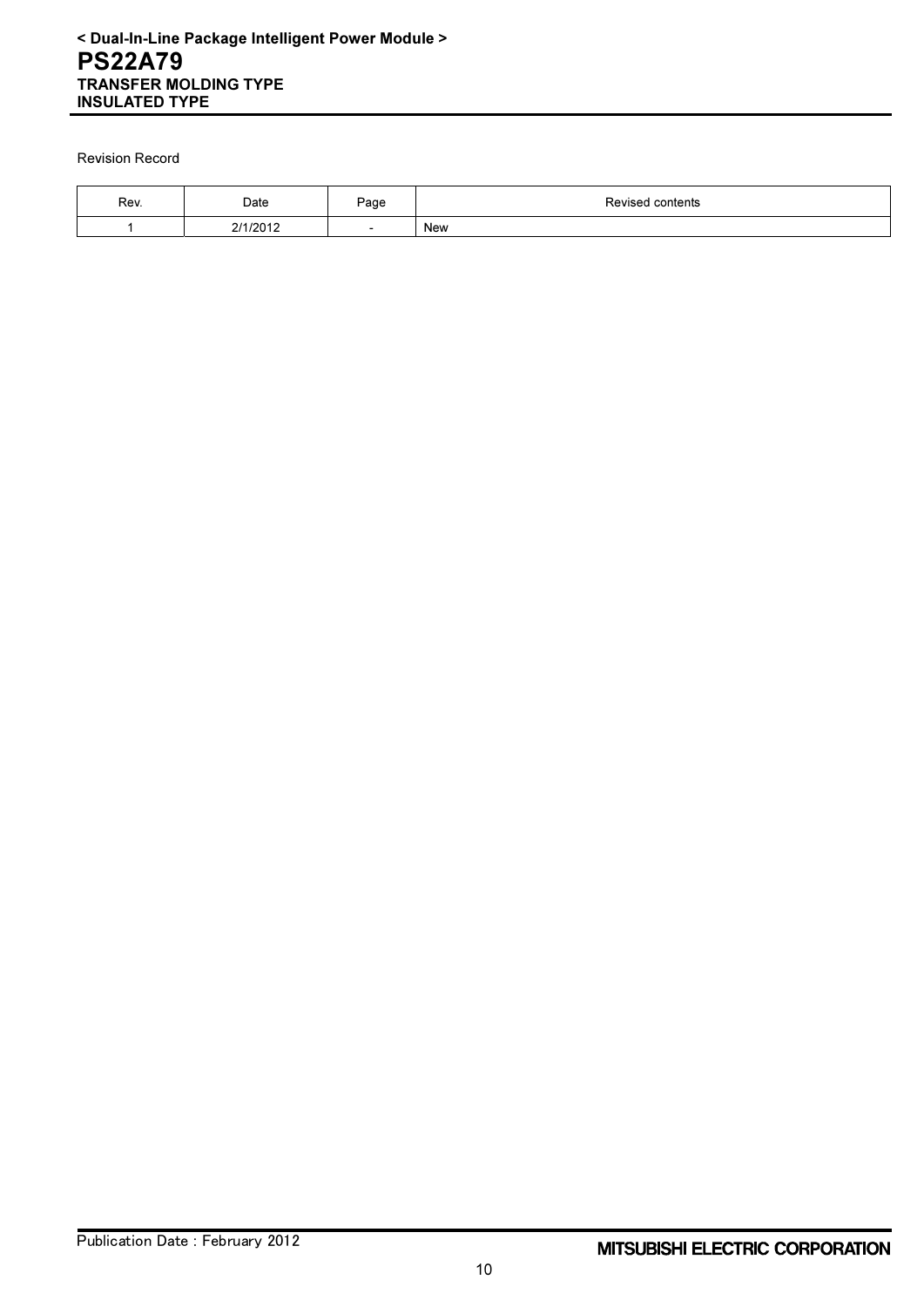Revision Record

| Rev. | Date | Page | Revised contents |
|---|---|---|---|
| 1 | 2/1/2012 | - | New |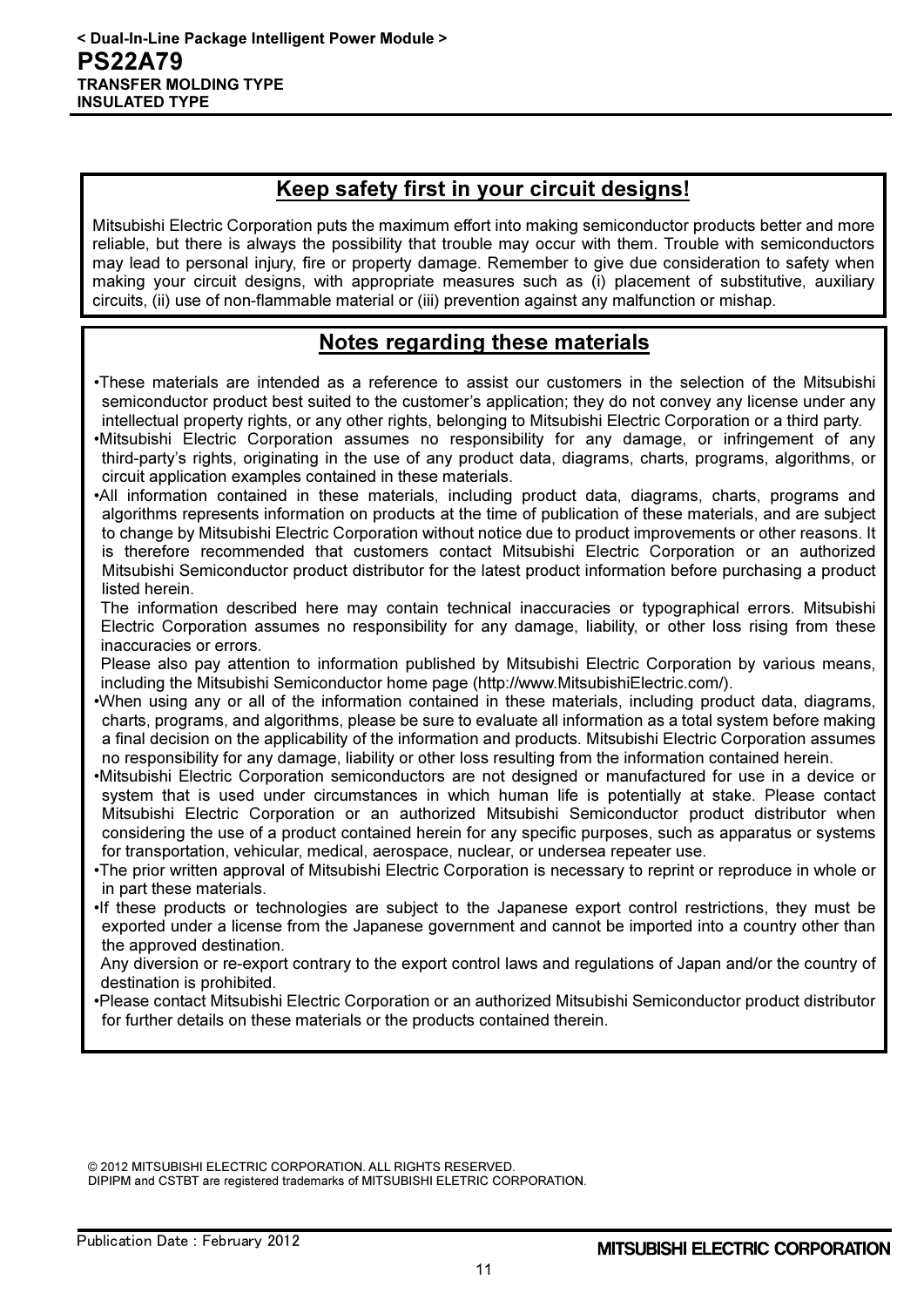## Keep safety first in your circuit designs!

Mitsubishi Electric Corporation puts the maximum effort into making semiconductor products better and more reliable, but there is always the possibility that trouble may occur with them. Trouble with semiconductors may lead to personal injury, fire or property damage. Remember to give due consideration to safety when making your circuit designs, with appropriate measures such as (i) placement of substitutive, auxiliary circuits, (ii) use of non-flammable material or (iii) prevention against any malfunction or mishap.

## Notes regarding these materials

- These materials are intended as a reference to assist our customers in the selection of the Mitsubishi semiconductor product best suited to the customer's application; they do not convey any license under any intellectual property rights, or any other rights, belonging to Mitsubishi Electric Corporation or a third party.
- Mitsubishi Electric Corporation assumes no responsibility for any damage, or infringement of any third-party's rights, originating in the use of any product data, diagrams, charts, programs, algorithms, or circuit application examples contained in these materials.
- All information contained in these materials, including product data, diagrams, charts, programs and algorithms represents information on products at the time of publication of these materials, and are subject to change by Mitsubishi Electric Corporation without notice due to product improvements or other reasons. It is therefore recommended that customers contact Mitsubishi Electric Corporation or an authorized Mitsubishi Semiconductor product distributor for the latest product information before purchasing a product listed herein.

  The information described here may contain technical inaccuracies or typographical errors. Mitsubishi Electric Corporation assumes no responsibility for any damage, liability, or other loss rising from these inaccuracies or errors.

  Please also pay attention to information published by Mitsubishi Electric Corporation by various means, including the Mitsubishi Semiconductor home page (http://www.MitsubishiElectric.com/).
- When using any or all of the information contained in these materials, including product data, diagrams, charts, programs, and algorithms, please be sure to evaluate all information as a total system before making a final decision on the applicability of the information and products. Mitsubishi Electric Corporation assumes no responsibility for any damage, liability or other loss resulting from the information contained herein.
- Mitsubishi Electric Corporation semiconductors are not designed or manufactured for use in a device or system that is used under circumstances in which human life is potentially at stake. Please contact Mitsubishi Electric Corporation or an authorized Mitsubishi Semiconductor product distributor when considering the use of a product contained herein for any specific purposes, such as apparatus or systems for transportation, vehicular, medical, aerospace, nuclear, or undersea repeater use.
- The prior written approval of Mitsubishi Electric Corporation is necessary to reprint or reproduce in whole or in part these materials.
- If these products or technologies are subject to the Japanese export control restrictions, they must be exported under a license from the Japanese government and cannot be imported into a country other than the approved destination.

  Any diversion or re-export contrary to the export control laws and regulations of Japan and/or the country of destination is prohibited.
- Please contact Mitsubishi Electric Corporation or an authorized Mitsubishi Semiconductor product distributor for further details on these materials or the products contained therein.

© 2012 MITSUBISHI ELECTRIC CORPORATION. ALL RIGHTS RESERVED.
DIPIPM and CSTBT are registered trademarks of MITSUBISHI ELETRIC CORPORATION.